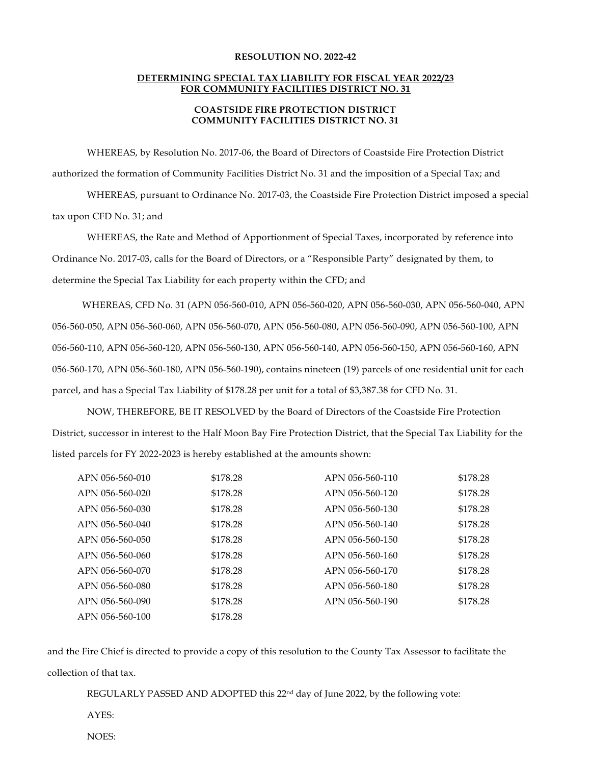**RESOLUTION NO. 2022-42**

**DETERMINING SPECIAL TAX LIABILITY FOR FISCAL YEAR 2022/23 FOR COMMUNITY FACILITIES DISTRICT NO. 31**

**COASTSIDE FIRE PROTECTION DISTRICT**
**COMMUNITY FACILITIES DISTRICT NO. 31**

WHEREAS, by Resolution No. 2017-06, the Board of Directors of Coastside Fire Protection District authorized the formation of Community Facilities District No. 31 and the imposition of a Special Tax; and

WHEREAS, pursuant to Ordinance No. 2017-03, the Coastside Fire Protection District imposed a special tax upon CFD No. 31; and

WHEREAS, the Rate and Method of Apportionment of Special Taxes, incorporated by reference into Ordinance No. 2017-03, calls for the Board of Directors, or a "Responsible Party" designated by them, to determine the Special Tax Liability for each property within the CFD; and

WHEREAS, CFD No. 31 (APN 056-560-010, APN 056-560-020, APN 056-560-030, APN 056-560-040, APN 056-560-050, APN 056-560-060, APN 056-560-070, APN 056-560-080, APN 056-560-090, APN 056-560-100, APN 056-560-110, APN 056-560-120, APN 056-560-130, APN 056-560-140, APN 056-560-150, APN 056-560-160, APN 056-560-170, APN 056-560-180, APN 056-560-190), contains nineteen (19) parcels of one residential unit for each parcel, and has a Special Tax Liability of $178.28 per unit for a total of $3,387.38 for CFD No. 31.

NOW, THEREFORE, BE IT RESOLVED by the Board of Directors of the Coastside Fire Protection District, successor in interest to the Half Moon Bay Fire Protection District, that the Special Tax Liability for the listed parcels for FY 2022-2023 is hereby established at the amounts shown:

| | | | |
|---|---|---|---|
| APN 056-560-010 | $178.28 | APN 056-560-110 | $178.28 |
| APN 056-560-020 | $178.28 | APN 056-560-120 | $178.28 |
| APN 056-560-030 | $178.28 | APN 056-560-130 | $178.28 |
| APN 056-560-040 | $178.28 | APN 056-560-140 | $178.28 |
| APN 056-560-050 | $178.28 | APN 056-560-150 | $178.28 |
| APN 056-560-060 | $178.28 | APN 056-560-160 | $178.28 |
| APN 056-560-070 | $178.28 | APN 056-560-170 | $178.28 |
| APN 056-560-080 | $178.28 | APN 056-560-180 | $178.28 |
| APN 056-560-090 | $178.28 | APN 056-560-190 | $178.28 |
| APN 056-560-100 | $178.28 | | |

and the Fire Chief is directed to provide a copy of this resolution to the County Tax Assessor to facilitate the collection of that tax.

REGULARLY PASSED AND ADOPTED this 22nd day of June 2022, by the following vote:

AYES:

NOES: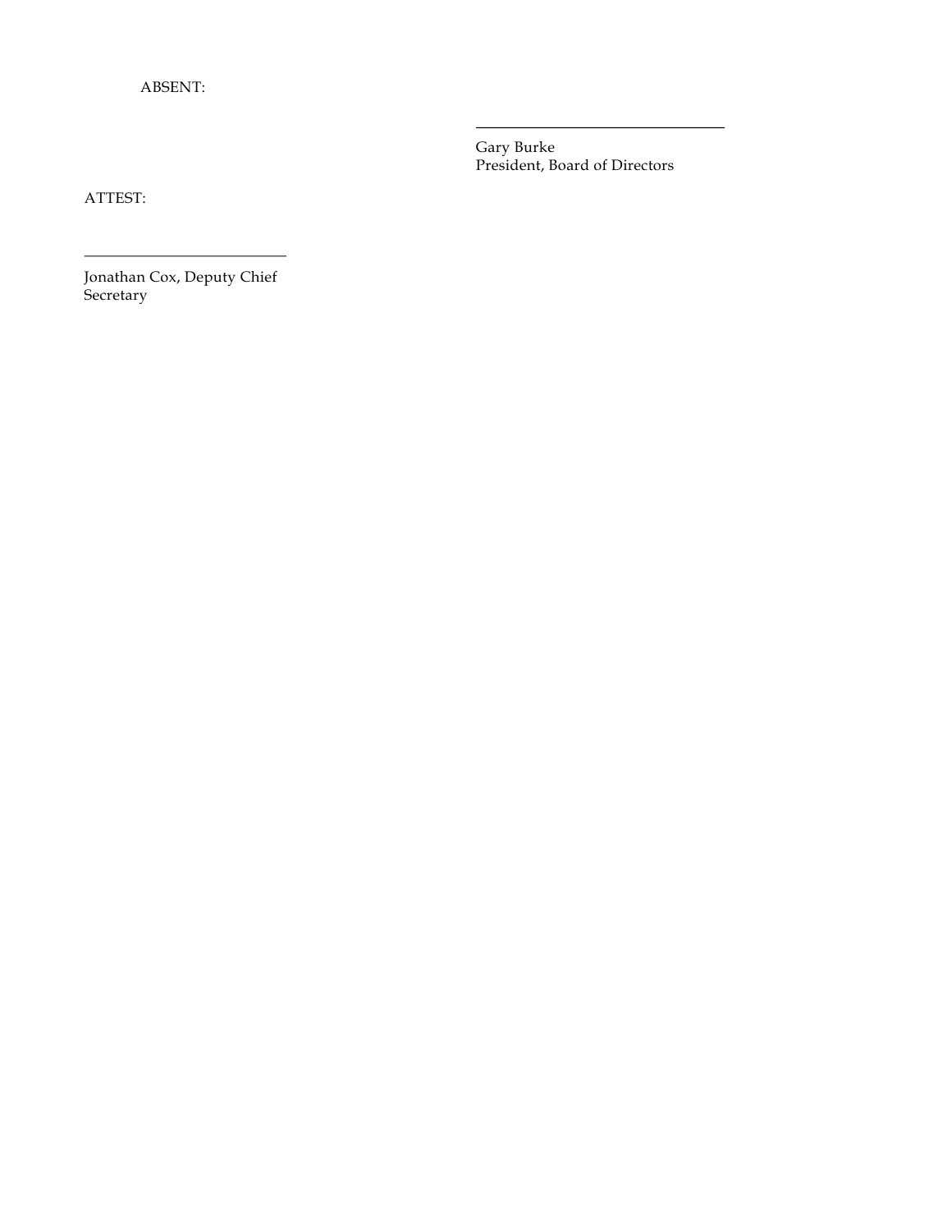ABSENT:

\_\_\_\_\_\_\_\_\_\_\_\_\_\_\_\_\_\_\_\_\_\_\_\_\_\_\_\_\_\_

Gary Burke
President, Board of Directors

ATTEST:

\_\_\_\_\_\_\_\_\_\_\_\_\_\_\_\_\_\_\_\_\_\_\_\_\_\_\_\_\_\_

Jonathan Cox, Deputy Chief
Secretary